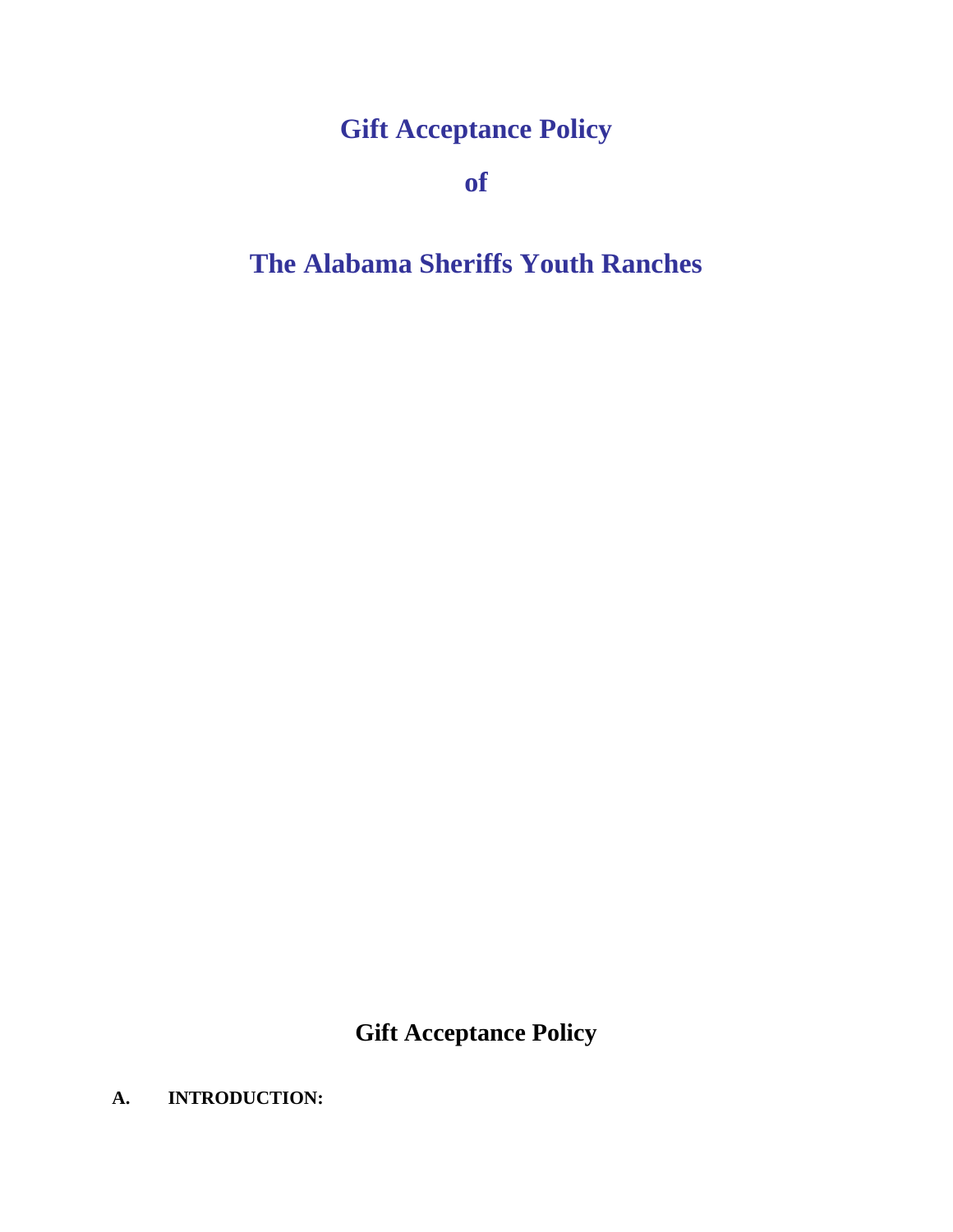# Gift Acceptance Policy

# of

# The Alabama Sheriffs Youth Ranches

## Gift Acceptance Policy

**A. INTRODUCTION:**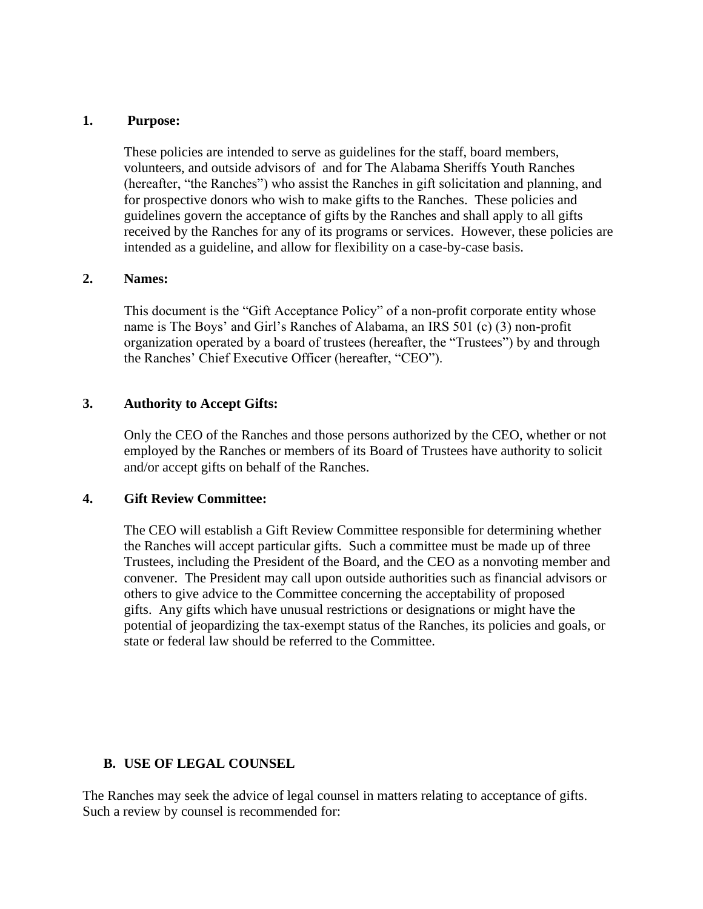**1. Purpose:**

These policies are intended to serve as guidelines for the staff, board members, volunteers, and outside advisors of and for The Alabama Sheriffs Youth Ranches (hereafter, "the Ranches") who assist the Ranches in gift solicitation and planning, and for prospective donors who wish to make gifts to the Ranches. These policies and guidelines govern the acceptance of gifts by the Ranches and shall apply to all gifts received by the Ranches for any of its programs or services. However, these policies are intended as a guideline, and allow for flexibility on a case-by-case basis.

**2. Names:**

This document is the "Gift Acceptance Policy" of a non-profit corporate entity whose name is The Boys' and Girl's Ranches of Alabama, an IRS 501 (c) (3) non-profit organization operated by a board of trustees (hereafter, the "Trustees") by and through the Ranches' Chief Executive Officer (hereafter, "CEO").

**3. Authority to Accept Gifts:**

Only the CEO of the Ranches and those persons authorized by the CEO, whether or not employed by the Ranches or members of its Board of Trustees have authority to solicit and/or accept gifts on behalf of the Ranches.

**4. Gift Review Committee:**

The CEO will establish a Gift Review Committee responsible for determining whether the Ranches will accept particular gifts. Such a committee must be made up of three Trustees, including the President of the Board, and the CEO as a nonvoting member and convener. The President may call upon outside authorities such as financial advisors or others to give advice to the Committee concerning the acceptability of proposed gifts. Any gifts which have unusual restrictions or designations or might have the potential of jeopardizing the tax-exempt status of the Ranches, its policies and goals, or state or federal law should be referred to the Committee.

## B. USE OF LEGAL COUNSEL

The Ranches may seek the advice of legal counsel in matters relating to acceptance of gifts. Such a review by counsel is recommended for: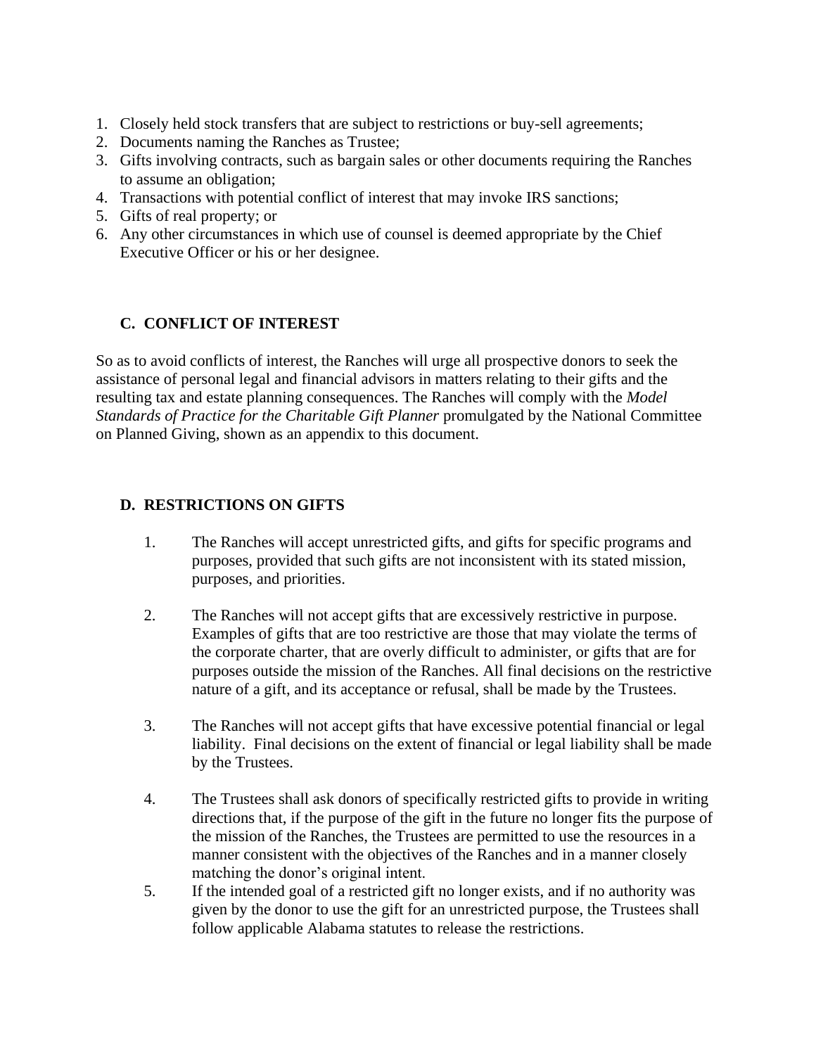1. Closely held stock transfers that are subject to restrictions or buy-sell agreements;
2. Documents naming the Ranches as Trustee;
3. Gifts involving contracts, such as bargain sales or other documents requiring the Ranches to assume an obligation;
4. Transactions with potential conflict of interest that may invoke IRS sanctions;
5. Gifts of real property; or
6. Any other circumstances in which use of counsel is deemed appropriate by the Chief Executive Officer or his or her designee.

### C. CONFLICT OF INTEREST

So as to avoid conflicts of interest, the Ranches will urge all prospective donors to seek the assistance of personal legal and financial advisors in matters relating to their gifts and the resulting tax and estate planning consequences. The Ranches will comply with the *Model Standards of Practice for the Charitable Gift Planner* promulgated by the National Committee on Planned Giving, shown as an appendix to this document.

### D. RESTRICTIONS ON GIFTS

1. The Ranches will accept unrestricted gifts, and gifts for specific programs and purposes, provided that such gifts are not inconsistent with its stated mission, purposes, and priorities.

2. The Ranches will not accept gifts that are excessively restrictive in purpose. Examples of gifts that are too restrictive are those that may violate the terms of the corporate charter, that are overly difficult to administer, or gifts that are for purposes outside the mission of the Ranches. All final decisions on the restrictive nature of a gift, and its acceptance or refusal, shall be made by the Trustees.

3. The Ranches will not accept gifts that have excessive potential financial or legal liability. Final decisions on the extent of financial or legal liability shall be made by the Trustees.

4. The Trustees shall ask donors of specifically restricted gifts to provide in writing directions that, if the purpose of the gift in the future no longer fits the purpose of the mission of the Ranches, the Trustees are permitted to use the resources in a manner consistent with the objectives of the Ranches and in a manner closely matching the donor's original intent.

5. If the intended goal of a restricted gift no longer exists, and if no authority was given by the donor to use the gift for an unrestricted purpose, the Trustees shall follow applicable Alabama statutes to release the restrictions.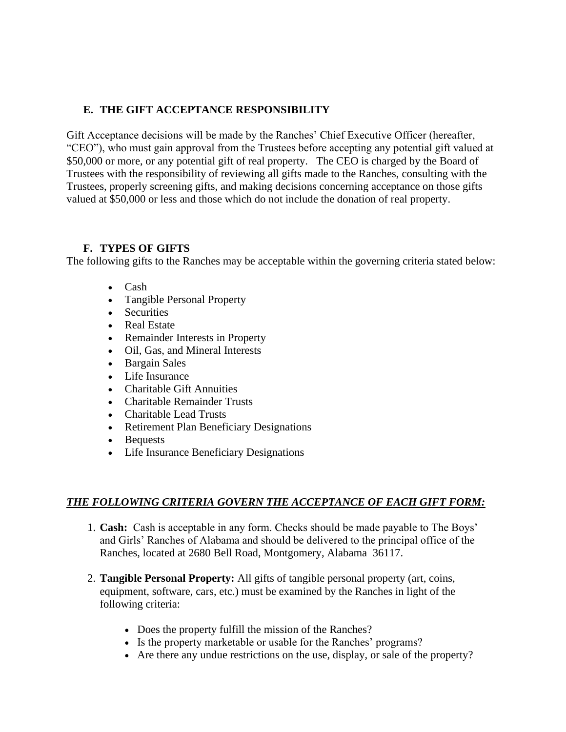## E. THE GIFT ACCEPTANCE RESPONSIBILITY

Gift Acceptance decisions will be made by the Ranches' Chief Executive Officer (hereafter, "CEO"), who must gain approval from the Trustees before accepting any potential gift valued at $50,000 or more, or any potential gift of real property. The CEO is charged by the Board of Trustees with the responsibility of reviewing all gifts made to the Ranches, consulting with the Trustees, properly screening gifts, and making decisions concerning acceptance on those gifts valued at $50,000 or less and those which do not include the donation of real property.

## F. TYPES OF GIFTS

The following gifts to the Ranches may be acceptable within the governing criteria stated below:

- Cash
- Tangible Personal Property
- Securities
- Real Estate
- Remainder Interests in Property
- Oil, Gas, and Mineral Interests
- Bargain Sales
- Life Insurance
- Charitable Gift Annuities
- Charitable Remainder Trusts
- Charitable Lead Trusts
- Retirement Plan Beneficiary Designations
- Bequests
- Life Insurance Beneficiary Designations

***<u>THE FOLLOWING CRITERIA GOVERN THE ACCEPTANCE OF EACH GIFT FORM:</u>***

1. **Cash:** Cash is acceptable in any form. Checks should be made payable to The Boys' and Girls' Ranches of Alabama and should be delivered to the principal office of the Ranches, located at 2680 Bell Road, Montgomery, Alabama 36117.

2. **Tangible Personal Property:** All gifts of tangible personal property (art, coins, equipment, software, cars, etc.) must be examined by the Ranches in light of the following criteria:

   - Does the property fulfill the mission of the Ranches?
   - Is the property marketable or usable for the Ranches' programs?
   - Are there any undue restrictions on the use, display, or sale of the property?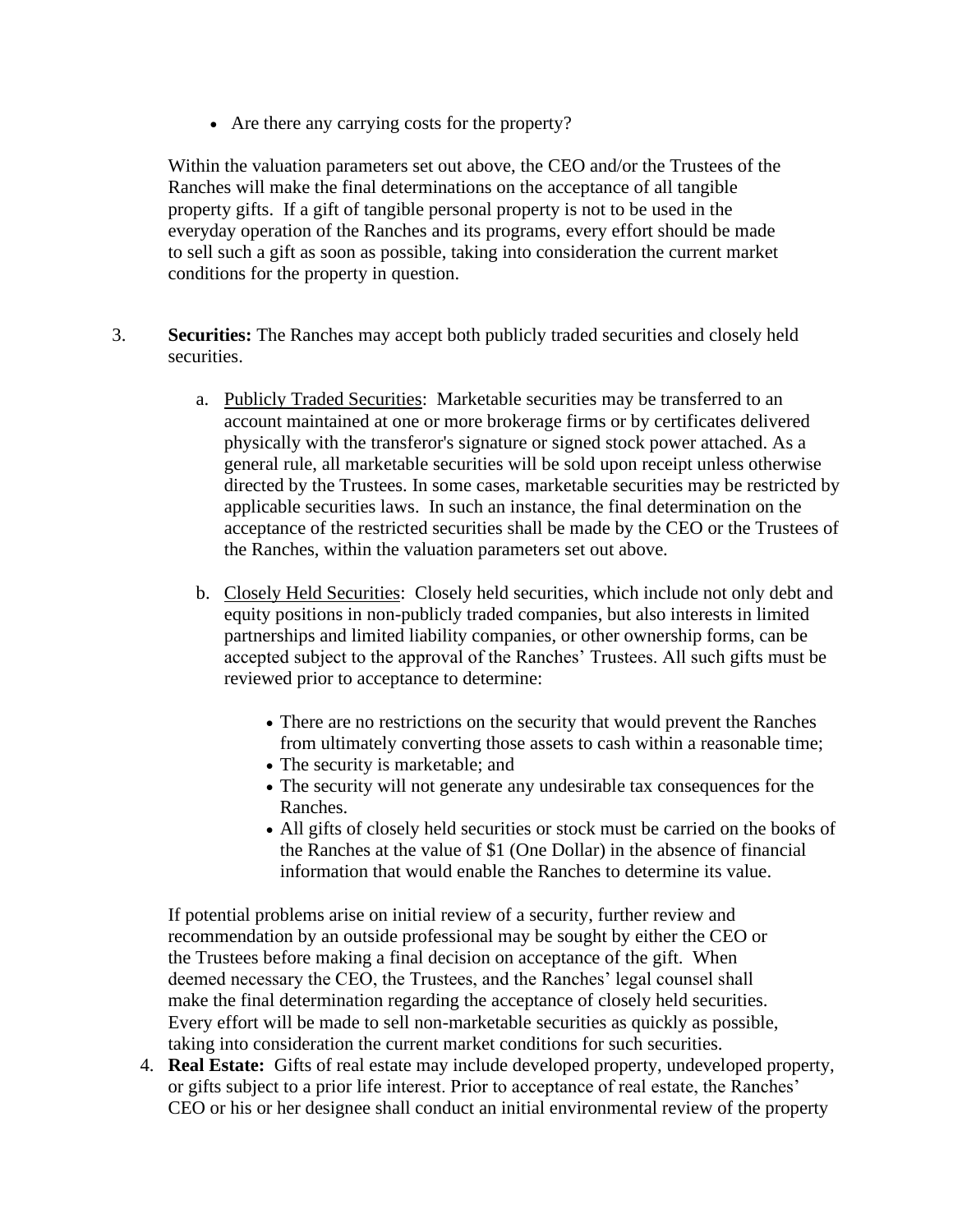- Are there any carrying costs for the property?

Within the valuation parameters set out above, the CEO and/or the Trustees of the Ranches will make the final determinations on the acceptance of all tangible property gifts. If a gift of tangible personal property is not to be used in the everyday operation of the Ranches and its programs, every effort should be made to sell such a gift as soon as possible, taking into consideration the current market conditions for the property in question.

3. **Securities:** The Ranches may accept both publicly traded securities and closely held securities.

   a. Publicly Traded Securities: Marketable securities may be transferred to an account maintained at one or more brokerage firms or by certificates delivered physically with the transferor's signature or signed stock power attached. As a general rule, all marketable securities will be sold upon receipt unless otherwise directed by the Trustees. In some cases, marketable securities may be restricted by applicable securities laws. In such an instance, the final determination on the acceptance of the restricted securities shall be made by the CEO or the Trustees of the Ranches, within the valuation parameters set out above.

   b. Closely Held Securities: Closely held securities, which include not only debt and equity positions in non-publicly traded companies, but also interests in limited partnerships and limited liability companies, or other ownership forms, can be accepted subject to the approval of the Ranches' Trustees. All such gifts must be reviewed prior to acceptance to determine:

      - There are no restrictions on the security that would prevent the Ranches from ultimately converting those assets to cash within a reasonable time;
      - The security is marketable; and
      - The security will not generate any undesirable tax consequences for the Ranches.
      - All gifts of closely held securities or stock must be carried on the books of the Ranches at the value of $1 (One Dollar) in the absence of financial information that would enable the Ranches to determine its value.

   If potential problems arise on initial review of a security, further review and recommendation by an outside professional may be sought by either the CEO or the Trustees before making a final decision on acceptance of the gift. When deemed necessary the CEO, the Trustees, and the Ranches' legal counsel shall make the final determination regarding the acceptance of closely held securities. Every effort will be made to sell non-marketable securities as quickly as possible, taking into consideration the current market conditions for such securities.

4. **Real Estate:** Gifts of real estate may include developed property, undeveloped property, or gifts subject to a prior life interest. Prior to acceptance of real estate, the Ranches' CEO or his or her designee shall conduct an initial environmental review of the property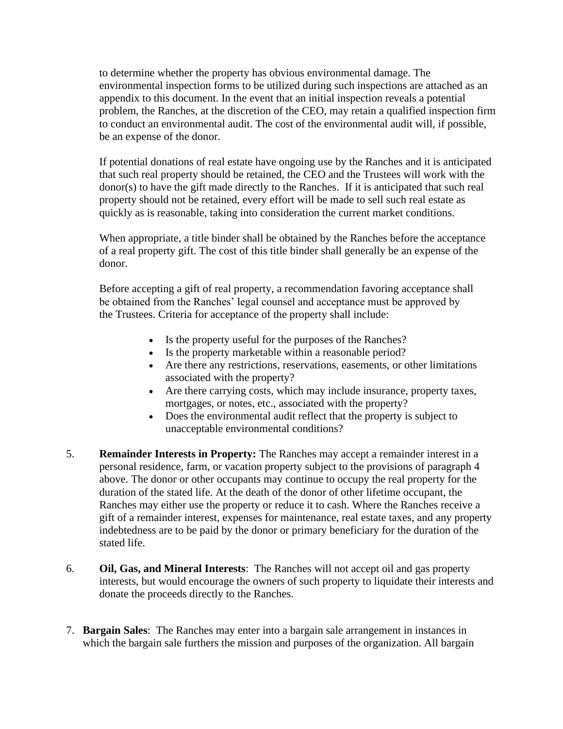to determine whether the property has obvious environmental damage. The environmental inspection forms to be utilized during such inspections are attached as an appendix to this document. In the event that an initial inspection reveals a potential problem, the Ranches, at the discretion of the CEO, may retain a qualified inspection firm to conduct an environmental audit. The cost of the environmental audit will, if possible, be an expense of the donor.

If potential donations of real estate have ongoing use by the Ranches and it is anticipated that such real property should be retained, the CEO and the Trustees will work with the donor(s) to have the gift made directly to the Ranches. If it is anticipated that such real property should not be retained, every effort will be made to sell such real estate as quickly as is reasonable, taking into consideration the current market conditions.

When appropriate, a title binder shall be obtained by the Ranches before the acceptance of a real property gift. The cost of this title binder shall generally be an expense of the donor.

Before accepting a gift of real property, a recommendation favoring acceptance shall be obtained from the Ranches' legal counsel and acceptance must be approved by the Trustees. Criteria for acceptance of the property shall include:

- Is the property useful for the purposes of the Ranches?
- Is the property marketable within a reasonable period?
- Are there any restrictions, reservations, easements, or other limitations associated with the property?
- Are there carrying costs, which may include insurance, property taxes, mortgages, or notes, etc., associated with the property?
- Does the environmental audit reflect that the property is subject to unacceptable environmental conditions?

5. **Remainder Interests in Property:** The Ranches may accept a remainder interest in a personal residence, farm, or vacation property subject to the provisions of paragraph 4 above. The donor or other occupants may continue to occupy the real property for the duration of the stated life. At the death of the donor of other lifetime occupant, the Ranches may either use the property or reduce it to cash. Where the Ranches receive a gift of a remainder interest, expenses for maintenance, real estate taxes, and any property indebtedness are to be paid by the donor or primary beneficiary for the duration of the stated life.

6. **Oil, Gas, and Mineral Interests**: The Ranches will not accept oil and gas property interests, but would encourage the owners of such property to liquidate their interests and donate the proceeds directly to the Ranches.

7. **Bargain Sales**: The Ranches may enter into a bargain sale arrangement in instances in which the bargain sale furthers the mission and purposes of the organization. All bargain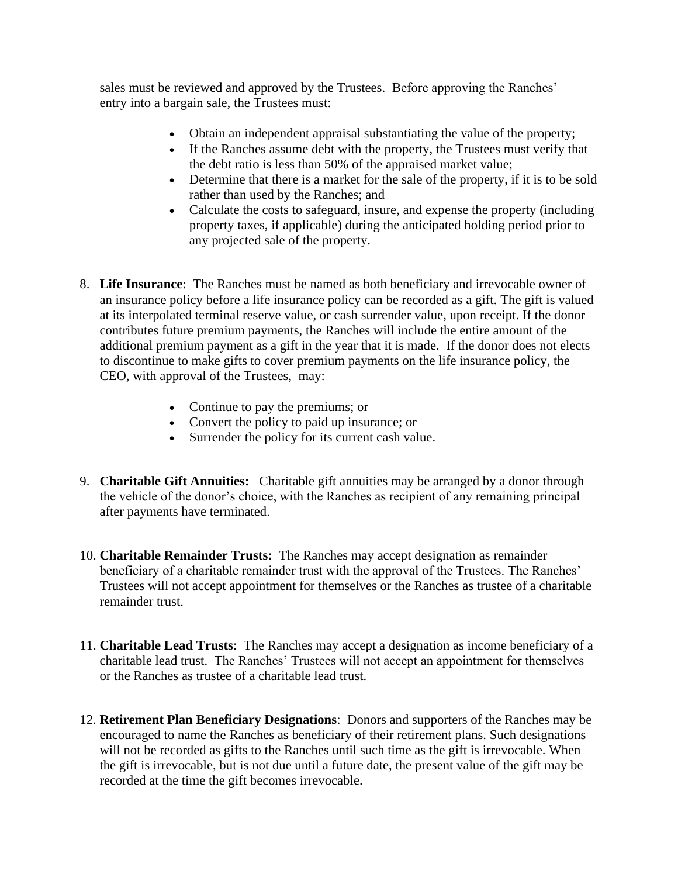sales must be reviewed and approved by the Trustees. Before approving the Ranches' entry into a bargain sale, the Trustees must:

- Obtain an independent appraisal substantiating the value of the property;
- If the Ranches assume debt with the property, the Trustees must verify that the debt ratio is less than 50% of the appraised market value;
- Determine that there is a market for the sale of the property, if it is to be sold rather than used by the Ranches; and
- Calculate the costs to safeguard, insure, and expense the property (including property taxes, if applicable) during the anticipated holding period prior to any projected sale of the property.

8. **Life Insurance**: The Ranches must be named as both beneficiary and irrevocable owner of an insurance policy before a life insurance policy can be recorded as a gift. The gift is valued at its interpolated terminal reserve value, or cash surrender value, upon receipt. If the donor contributes future premium payments, the Ranches will include the entire amount of the additional premium payment as a gift in the year that it is made. If the donor does not elects to discontinue to make gifts to cover premium payments on the life insurance policy, the CEO, with approval of the Trustees, may:

    - Continue to pay the premiums; or
    - Convert the policy to paid up insurance; or
    - Surrender the policy for its current cash value.

9. **Charitable Gift Annuities:** Charitable gift annuities may be arranged by a donor through the vehicle of the donor's choice, with the Ranches as recipient of any remaining principal after payments have terminated.

10. **Charitable Remainder Trusts:** The Ranches may accept designation as remainder beneficiary of a charitable remainder trust with the approval of the Trustees. The Ranches' Trustees will not accept appointment for themselves or the Ranches as trustee of a charitable remainder trust.

11. **Charitable Lead Trusts**: The Ranches may accept a designation as income beneficiary of a charitable lead trust. The Ranches' Trustees will not accept an appointment for themselves or the Ranches as trustee of a charitable lead trust.

12. **Retirement Plan Beneficiary Designations**: Donors and supporters of the Ranches may be encouraged to name the Ranches as beneficiary of their retirement plans. Such designations will not be recorded as gifts to the Ranches until such time as the gift is irrevocable. When the gift is irrevocable, but is not due until a future date, the present value of the gift may be recorded at the time the gift becomes irrevocable.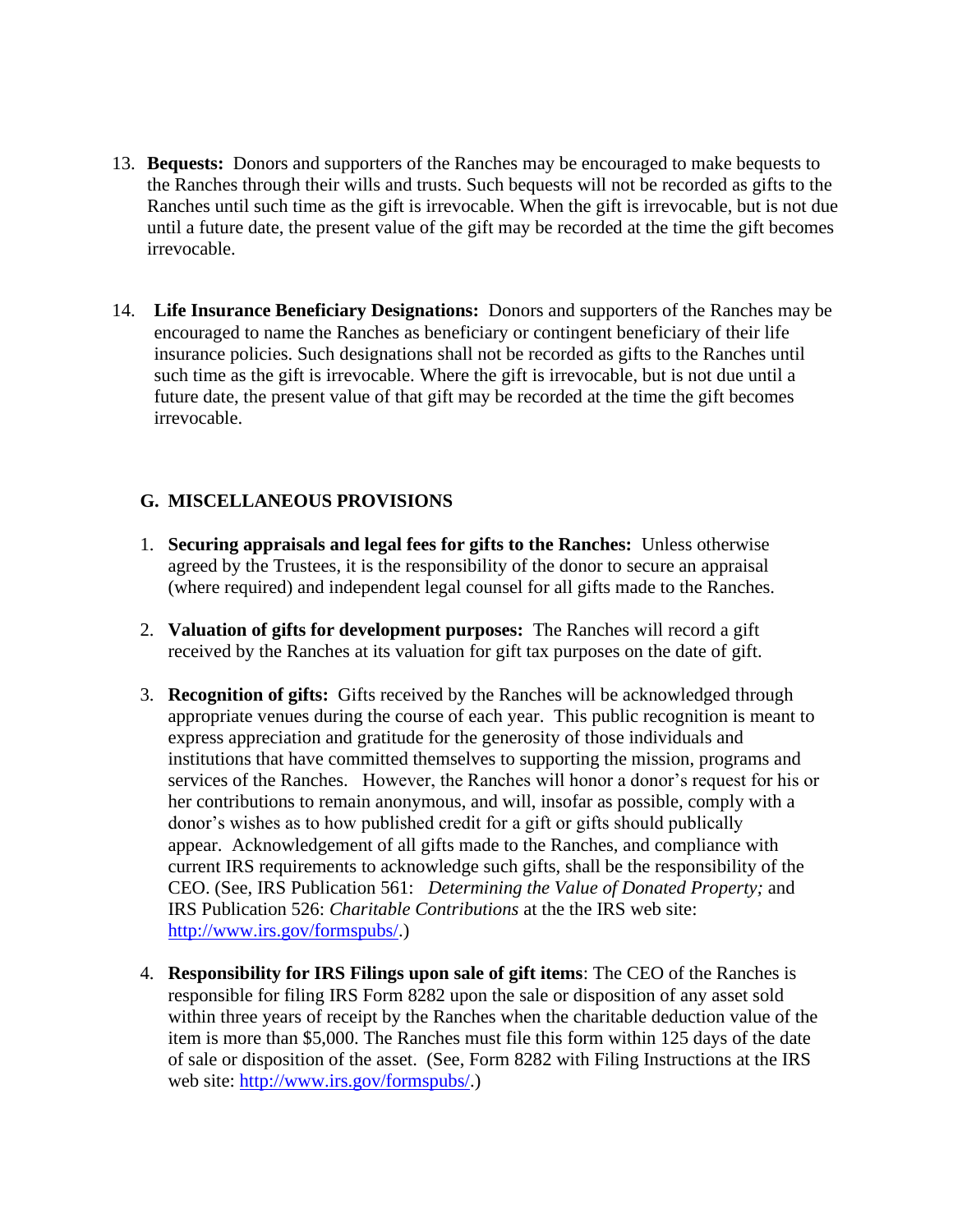13. **Bequests:** Donors and supporters of the Ranches may be encouraged to make bequests to the Ranches through their wills and trusts. Such bequests will not be recorded as gifts to the Ranches until such time as the gift is irrevocable. When the gift is irrevocable, but is not due until a future date, the present value of the gift may be recorded at the time the gift becomes irrevocable.

14. **Life Insurance Beneficiary Designations:** Donors and supporters of the Ranches may be encouraged to name the Ranches as beneficiary or contingent beneficiary of their life insurance policies. Such designations shall not be recorded as gifts to the Ranches until such time as the gift is irrevocable. Where the gift is irrevocable, but is not due until a future date, the present value of that gift may be recorded at the time the gift becomes irrevocable.

## G. MISCELLANEOUS PROVISIONS

1. **Securing appraisals and legal fees for gifts to the Ranches:** Unless otherwise agreed by the Trustees, it is the responsibility of the donor to secure an appraisal (where required) and independent legal counsel for all gifts made to the Ranches.

2. **Valuation of gifts for development purposes:** The Ranches will record a gift received by the Ranches at its valuation for gift tax purposes on the date of gift.

3. **Recognition of gifts:** Gifts received by the Ranches will be acknowledged through appropriate venues during the course of each year. This public recognition is meant to express appreciation and gratitude for the generosity of those individuals and institutions that have committed themselves to supporting the mission, programs and services of the Ranches. However, the Ranches will honor a donor's request for his or her contributions to remain anonymous, and will, insofar as possible, comply with a donor's wishes as to how published credit for a gift or gifts should publically appear. Acknowledgement of all gifts made to the Ranches, and compliance with current IRS requirements to acknowledge such gifts, shall be the responsibility of the CEO. (See, IRS Publication 561: *Determining the Value of Donated Property;* and IRS Publication 526: *Charitable Contributions* at the the IRS web site: http://www.irs.gov/formspubs/.)

4. **Responsibility for IRS Filings upon sale of gift items**: The CEO of the Ranches is responsible for filing IRS Form 8282 upon the sale or disposition of any asset sold within three years of receipt by the Ranches when the charitable deduction value of the item is more than $5,000. The Ranches must file this form within 125 days of the date of sale or disposition of the asset. (See, Form 8282 with Filing Instructions at the IRS web site: http://www.irs.gov/formspubs/.)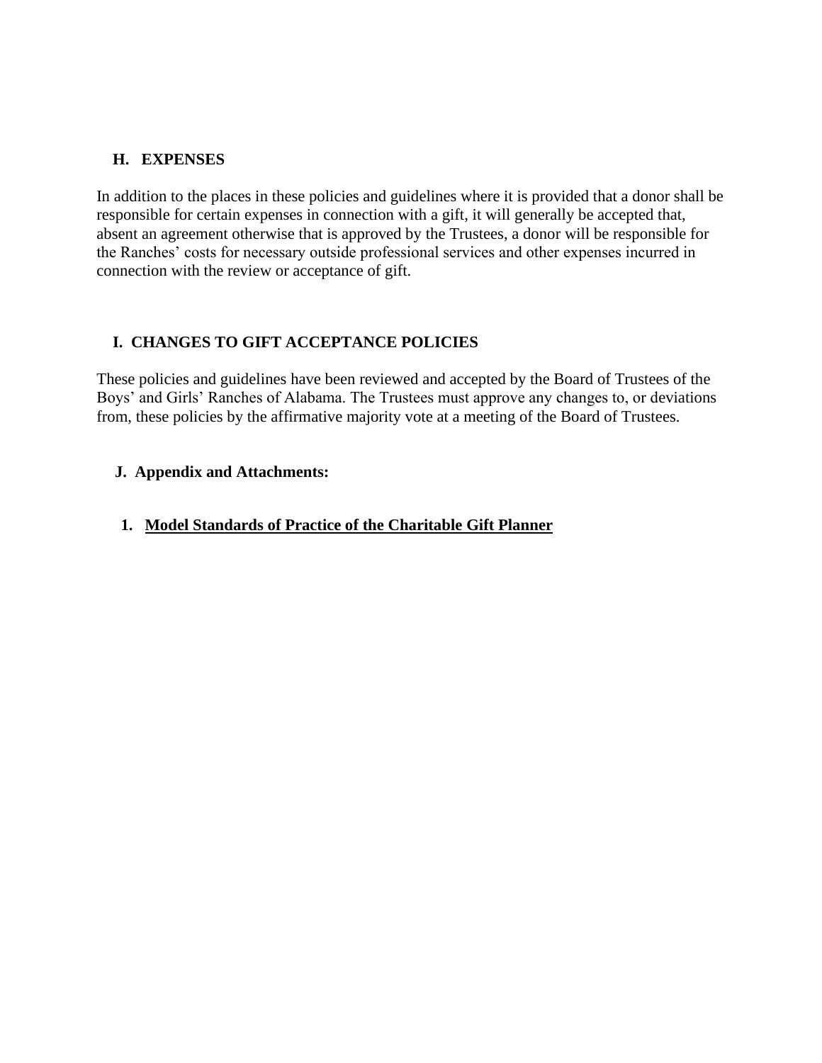## H. EXPENSES

In addition to the places in these policies and guidelines where it is provided that a donor shall be responsible for certain expenses in connection with a gift, it will generally be accepted that, absent an agreement otherwise that is approved by the Trustees, a donor will be responsible for the Ranches' costs for necessary outside professional services and other expenses incurred in connection with the review or acceptance of gift.

## I. CHANGES TO GIFT ACCEPTANCE POLICIES

These policies and guidelines have been reviewed and accepted by the Board of Trustees of the Boys' and Girls' Ranches of Alabama. The Trustees must approve any changes to, or deviations from, these policies by the affirmative majority vote at a meeting of the Board of Trustees.

## J. Appendix and Attachments:

1. **Model Standards of Practice of the Charitable Gift Planner**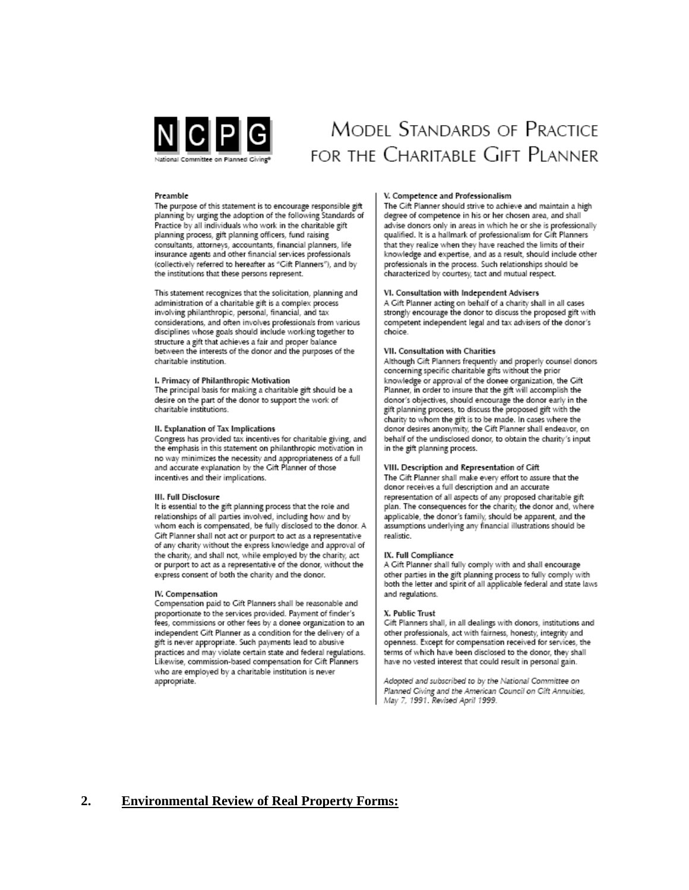NCPG

National Committee on Planned Giving®

# Model Standards of Practice for the Charitable Gift Planner

**Preamble**

The purpose of this statement is to encourage responsible gift planning by urging the adoption of the following Standards of Practice by all individuals who work in the charitable gift planning process, gift planning officers, fund raising consultants, attorneys, accountants, financial planners, life insurance agents and other financial services professionals (collectively referred to hereafter as "Gift Planners"), and by the institutions that these persons represent.

This statement recognizes that the solicitation, planning and administration of a charitable gift is a complex process involving philanthropic, personal, financial, and tax considerations, and often involves professionals from various disciplines whose goals should include working together to structure a gift that achieves a fair and proper balance between the interests of the donor and the purposes of the charitable institution.

**I. Primacy of Philanthropic Motivation**

The principal basis for making a charitable gift should be a desire on the part of the donor to support the work of charitable institutions.

**II. Explanation of Tax Implications**

Congress has provided tax incentives for charitable giving, and the emphasis in this statement on philanthropic motivation in no way minimizes the necessity and appropriateness of a full and accurate explanation by the Gift Planner of those incentives and their implications.

**III. Full Disclosure**

It is essential to the gift planning process that the role and relationships of all parties involved, including how and by whom each is compensated, be fully disclosed to the donor. A Gift Planner shall not act or purport to act as a representative of any charity without the express knowledge and approval of the charity, and shall not, while employed by the charity, act or purport to act as a representative of the donor, without the express consent of both the charity and the donor.

**IV. Compensation**

Compensation paid to Gift Planners shall be reasonable and proportionate to the services provided. Payment of finder's fees, commissions or other fees by a donee organization to an independent Gift Planner as a condition for the delivery of a gift is never appropriate. Such payments lead to abusive practices and may violate certain state and federal regulations. Likewise, commission-based compensation for Gift Planners who are employed by a charitable institution is never appropriate.

**V. Competence and Professionalism**

The Gift Planner should strive to achieve and maintain a high degree of competence in his or her chosen area, and shall advise donors only in areas in which he or she is professionally qualified. It is a hallmark of professionalism for Gift Planners that they realize when they have reached the limits of their knowledge and expertise, and as a result, should include other professionals in the process. Such relationships should be characterized by courtesy, tact and mutual respect.

**VI. Consultation with Independent Advisers**

A Gift Planner acting on behalf of a charity shall in all cases strongly encourage the donor to discuss the proposed gift with competent independent legal and tax advisers of the donor's choice.

**VII. Consultation with Charities**

Although Gift Planners frequently and properly counsel donors concerning specific charitable gifts without the prior knowledge or approval of the donee organization, the Gift Planner, in order to insure that the gift will accomplish the donor's objectives, should encourage the donor early in the gift planning process, to discuss the proposed gift with the charity to whom the gift is to be made. In cases where the donor desires anonymity, the Gift Planner shall endeavor, on behalf of the undisclosed donor, to obtain the charity's input in the gift planning process.

**VIII. Description and Representation of Gift**

The Gift Planner shall make every effort to assure that the donor receives a full description and an accurate representation of all aspects of any proposed charitable gift plan. The consequences for the charity, the donor and, where applicable, the donor's family, should be apparent, and the assumptions underlying any financial illustrations should be realistic.

**IX. Full Compliance**

A Gift Planner shall fully comply with and shall encourage other parties in the gift planning process to fully comply with both the letter and spirit of all applicable federal and state laws and regulations.

**X. Public Trust**

Gift Planners shall, in all dealings with donors, institutions and other professionals, act with fairness, honesty, integrity and openness. Except for compensation received for services, the terms of which have been disclosed to the donor, they shall have no vested interest that could result in personal gain.

*Adopted and subscribed to by the National Committee on Planned Giving and the American Council on Gift Annuities, May 7, 1991. Revised April 1999.*

## 2. Environmental Review of Real Property Forms: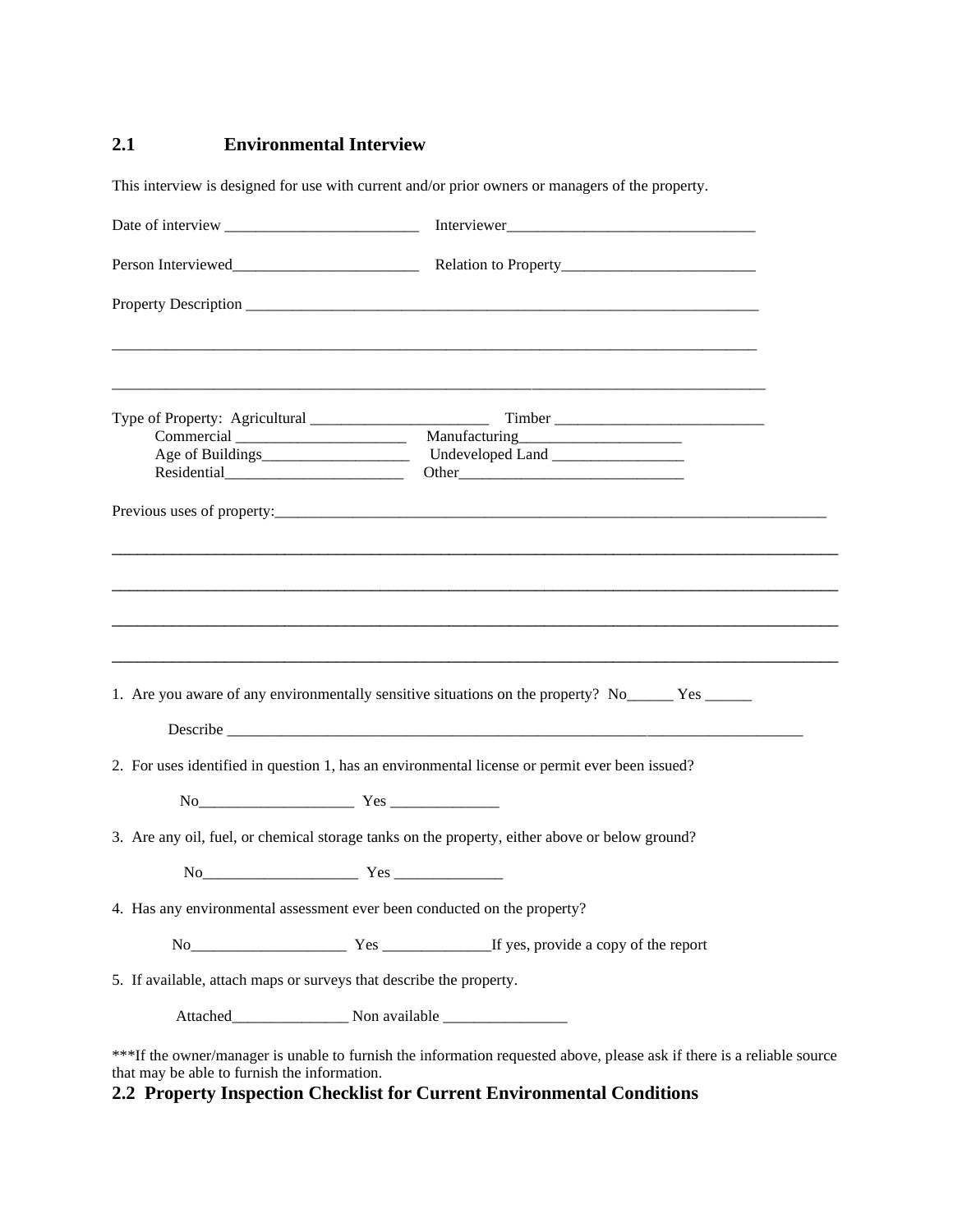## 2.1 Environmental Interview

This interview is designed for use with current and/or prior owners or managers of the property.

Date of interview _________________________ Interviewer________________________________

Person Interviewed________________________ Relation to Property_________________________

Property Description ______________________________________________________________________

_____________________________________________________________________________________

_____________________________________________________________________________________

Type of Property: Agricultural _______________________ Timber ___________________________

Commercial ______________________ Manufacturing_____________________

Age of Buildings___________________ Undeveloped Land _________________

Residential_______________________ Other_____________________________

Previous uses of property:_________________________________________________________________

_____________________________________________________________________________________

_____________________________________________________________________________________

_____________________________________________________________________________________

_____________________________________________________________________________________

1. Are you aware of any environmentally sensitive situations on the property? No______ Yes ______

   Describe ______________________________________________________________________________

2. For uses identified in question 1, has an environmental license or permit ever been issued?

   No____________________ Yes ______________

3. Are any oil, fuel, or chemical storage tanks on the property, either above or below ground?

   No____________________ Yes ______________

4. Has any environmental assessment ever been conducted on the property?

   No____________________ Yes ______________If yes, provide a copy of the report

5. If available, attach maps or surveys that describe the property.

   Attached_______________ Non available ________________

***If the owner/manager is unable to furnish the information requested above, please ask if there is a reliable source that may be able to furnish the information.

## 2.2 Property Inspection Checklist for Current Environmental Conditions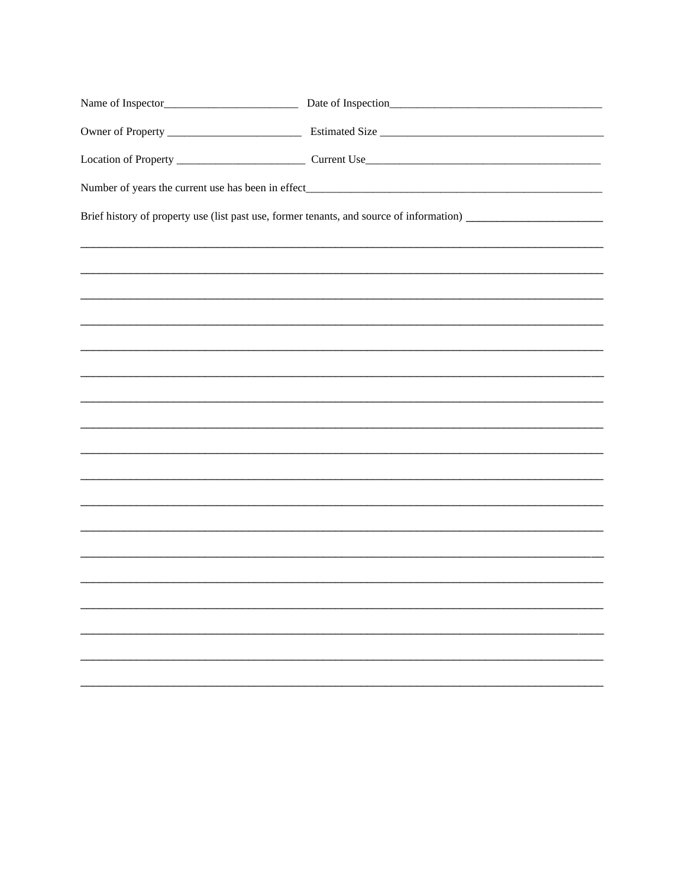Name of Inspector________________________ Date of Inspection_____________________________________

Owner of Property ________________________ Estimated Size _______________________________________

Location of Property _______________________ Current Use__________________________________________

Number of years the current use has been in effect______________________________________________________

Brief history of property use (list past use, former tenants, and source of information) ________________________

____________________________________________________________________________________________

____________________________________________________________________________________________

____________________________________________________________________________________________

____________________________________________________________________________________________

____________________________________________________________________________________________

____________________________________________________________________________________________

____________________________________________________________________________________________

____________________________________________________________________________________________

____________________________________________________________________________________________

____________________________________________________________________________________________

____________________________________________________________________________________________

____________________________________________________________________________________________

____________________________________________________________________________________________

____________________________________________________________________________________________

____________________________________________________________________________________________

____________________________________________________________________________________________

____________________________________________________________________________________________

____________________________________________________________________________________________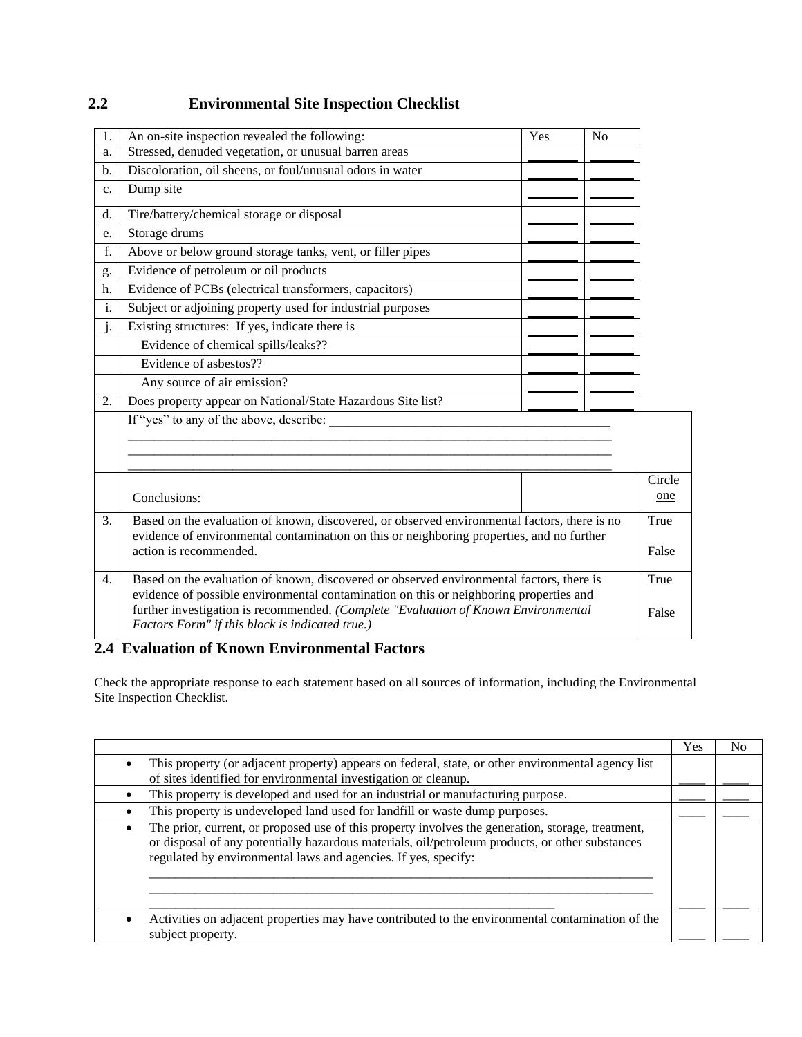## 2.2 Environmental Site Inspection Checklist

| 1. | An on-site inspection revealed the following: | Yes | No | |
|---|---|---|---|---|
| a. | Stressed, denuded vegetation, or unusual barren areas | ______ | ______ | |
| b. | Discoloration, oil sheens, or foul/unusual odors in water | ______ | ______ | |
| c. | Dump site | ______ | ______ | |
| d. | Tire/battery/chemical storage or disposal | ______ | ______ | |
| e. | Storage drums | ______ | ______ | |
| f. | Above or below ground storage tanks, vent, or filler pipes | ______ | ______ | |
| g. | Evidence of petroleum or oil products | ______ | ______ | |
| h. | Evidence of PCBs (electrical transformers, capacitors) | ______ | ______ | |
| i. | Subject or adjoining property used for industrial purposes | ______ | ______ | |
| j. | Existing structures: If yes, indicate there is | ______ | ______ | |
| | Evidence of chemical spills/leaks?? | ______ | ______ | |
| | Evidence of asbestos?? | ______ | ______ | |
| | Any source of air emission? | ______ | ______ | |
| 2. | Does property appear on National/State Hazardous Site list? | ______ | ______ | |
| | If "yes" to any of the above, describe: ________________________________________ ________________________________________ ________________________________________ ________________________________________ | | | |
| | Conclusions: | | | Circle one |
| 3. | Based on the evaluation of known, discovered, or observed environmental factors, there is no evidence of environmental contamination on this or neighboring properties, and no further action is recommended. | | | True / False |
| 4. | Based on the evaluation of known, discovered or observed environmental factors, there is evidence of possible environmental contamination on this or neighboring properties and further investigation is recommended. *(Complete "Evaluation of Known Environmental Factors Form" if this block is indicated true.)* | | | True / False |

## 2.4 Evaluation of Known Environmental Factors

Check the appropriate response to each statement based on all sources of information, including the Environmental Site Inspection Checklist.

| | Yes | No |
|---|---|---|
| • This property (or adjacent property) appears on federal, state, or other environmental agency list of sites identified for environmental investigation or cleanup. | ____ | ____ |
| • This property is developed and used for an industrial or manufacturing purpose. | ____ | ____ |
| • This property is undeveloped land used for landfill or waste dump purposes. | ____ | ____ |
| • The prior, current, or proposed use of this property involves the generation, storage, treatment, or disposal of any potentially hazardous materials, oil/petroleum products, or other substances regulated by environmental laws and agencies. If yes, specify: ________________________________________ ________________________________________ ________________________________________ | ____ | ____ |
| • Activities on adjacent properties may have contributed to the environmental contamination of the subject property. | ____ | ____ |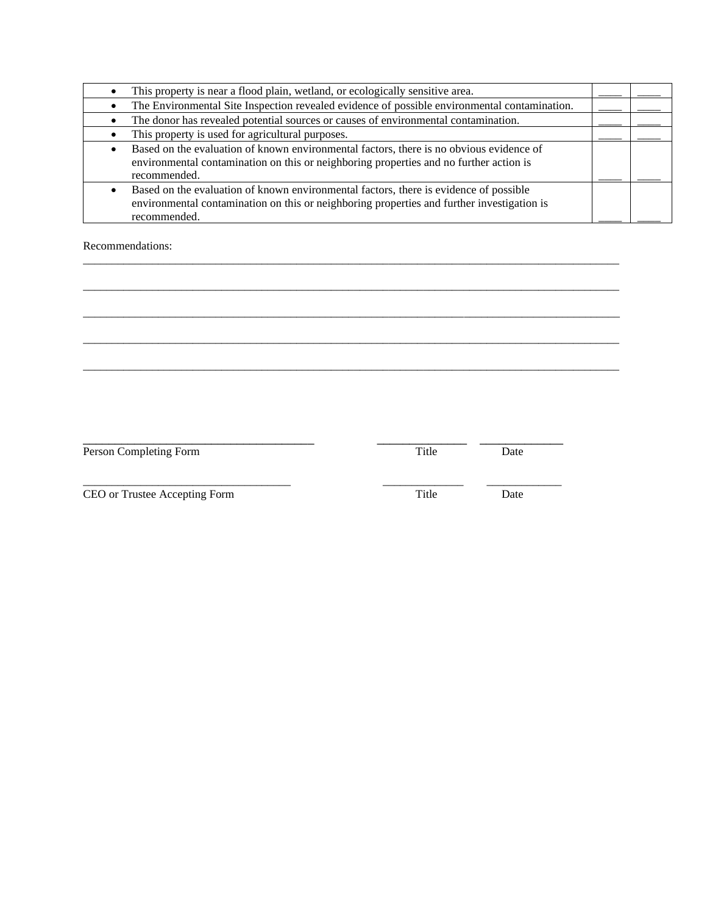| | | |
|---|---|---|
| • This property is near a flood plain, wetland, or ecologically sensitive area. | ____ | ____ |
| • The Environmental Site Inspection revealed evidence of possible environmental contamination. | ____ | ____ |
| • The donor has revealed potential sources or causes of environmental contamination. | ____ | ____ |
| • This property is used for agricultural purposes. | ____ | ____ |
| • Based on the evaluation of known environmental factors, there is no obvious evidence of environmental contamination on this or neighboring properties and no further action is recommended. | ____ | ____ |
| • Based on the evaluation of known environmental factors, there is evidence of possible environmental contamination on this or neighboring properties and further investigation is recommended. | ____ | ____ |

Recommendations:

________________________________________________________________________________________

________________________________________________________________________________________

________________________________________________________________________________________

________________________________________________________________________________________

________________________________________________________________________________________

________________________________________ ________________ ______________

Person Completing Form Title Date

____________________________________ ______________ _____________

CEO or Trustee Accepting Form Title Date